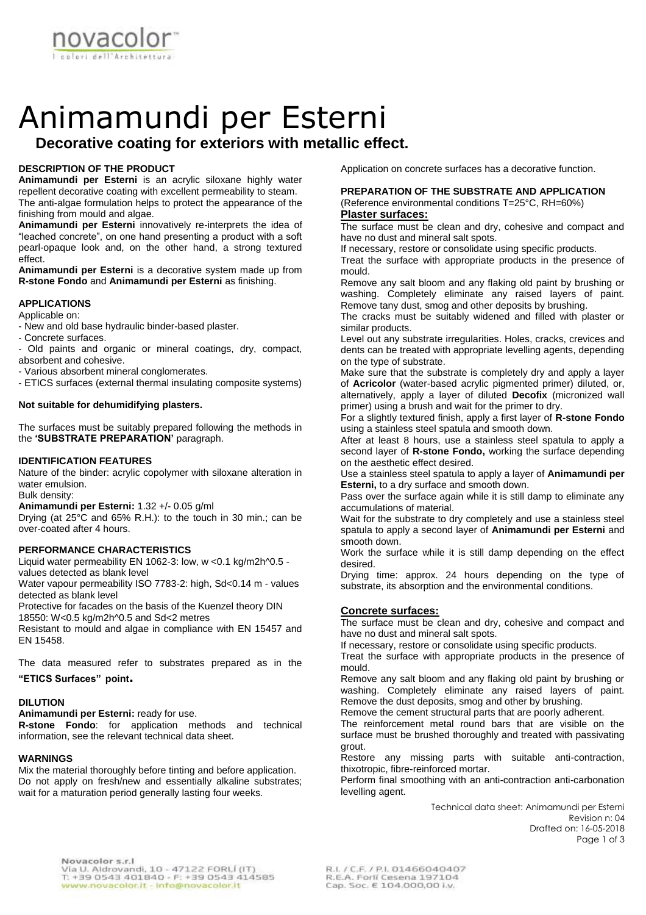# Animamundi per Esterni

## Decorative coating for exteriors with metallic effect.

**DESCRIPTION OF THE PRODUCT**

**Animamundi per Esterni** is an acrylic siloxane highly water repellent decorative coating with excellent permeability to steam.
The anti-algae formulation helps to protect the appearance of the finishing from mould and algae.
**Animamundi per Esterni** innovatively re-interprets the idea of "leached concrete", on one hand presenting a product with a soft pearl-opaque look and, on the other hand, a strong textured effect.
**Animamundi per Esterni** is a decorative system made up from **R-stone Fondo** and **Animamundi per Esterni** as finishing.

**APPLICATIONS**

Applicable on:
- New and old base hydraulic binder-based plaster.
- Concrete surfaces.
- Old paints and organic or mineral coatings, dry, compact, absorbent and cohesive.
- Various absorbent mineral conglomerates.
- ETICS surfaces (external thermal insulating composite systems)

**Not suitable for dehumidifying plasters.**

The surfaces must be suitably prepared following the methods in the **'SUBSTRATE PREPARATION'** paragraph.

**IDENTIFICATION FEATURES**

Nature of the binder: acrylic copolymer with siloxane alteration in water emulsion.
Bulk density:
**Animamundi per Esterni:** 1.32 +/- 0.05 g/ml
Drying (at 25°C and 65% R.H.): to the touch in 30 min.; can be over-coated after 4 hours.

**PERFORMANCE CHARACTERISTICS**

Liquid water permeability EN 1062-3: low, w <0.1 kg/m2h^0.5 - values detected as blank level
Water vapour permeability ISO 7783-2: high, Sd<0.14 m - values detected as blank level
Protective for facades on the basis of the Kuenzel theory DIN 18550: W<0.5 kg/m2h^0.5 and Sd<2 metres
Resistant to mould and algae in compliance with EN 15457 and EN 15458.

The data measured refer to substrates prepared as in the **"ETICS Surfaces" point.**

**DILUTION**

**Animamundi per Esterni:** ready for use.
**R-stone Fondo**: for application methods and technical information, see the relevant technical data sheet.

**WARNINGS**

Mix the material thoroughly before tinting and before application.
Do not apply on fresh/new and essentially alkaline substrates; wait for a maturation period generally lasting four weeks.
Application on concrete surfaces has a decorative function.

**PREPARATION OF THE SUBSTRATE AND APPLICATION**
(Reference environmental conditions T=25°C, RH=60%)

**Plaster surfaces:**

The surface must be clean and dry, cohesive and compact and have no dust and mineral salt spots.
If necessary, restore or consolidate using specific products.
Treat the surface with appropriate products in the presence of mould.
Remove any salt bloom and any flaking old paint by brushing or washing. Completely eliminate any raised layers of paint. Remove tany dust, smog and other deposits by brushing.
The cracks must be suitably widened and filled with plaster or similar products.
Level out any substrate irregularities. Holes, cracks, crevices and dents can be treated with appropriate levelling agents, depending on the type of substrate.
Make sure that the substrate is completely dry and apply a layer of **Acricolor** (water-based acrylic pigmented primer) diluted, or, alternatively, apply a layer of diluted **Decofix** (micronized wall primer) using a brush and wait for the primer to dry.
For a slightly textured finish, apply a first layer of **R-stone Fondo** using a stainless steel spatula and smooth down.
After at least 8 hours, use a stainless steel spatula to apply a second layer of **R-stone Fondo,** working the surface depending on the aesthetic effect desired.
Use a stainless steel spatula to apply a layer of **Animamundi per Esterni,** to a dry surface and smooth down.
Pass over the surface again while it is still damp to eliminate any accumulations of material.
Wait for the substrate to dry completely and use a stainless steel spatula to apply a second layer of **Animamundi per Esterni** and smooth down.
Work the surface while it is still damp depending on the effect desired.
Drying time: approx. 24 hours depending on the type of substrate, its absorption and the environmental conditions.

**Concrete surfaces:**

The surface must be clean and dry, cohesive and compact and have no dust and mineral salt spots.
If necessary, restore or consolidate using specific products.
Treat the surface with appropriate products in the presence of mould.
Remove any salt bloom and any flaking old paint by brushing or washing. Completely eliminate any raised layers of paint. Remove the dust deposits, smog and other by brushing.
Remove the cement structural parts that are poorly adherent.
The reinforcement metal round bars that are visible on the surface must be brushed thoroughly and treated with passivating grout.
Restore any missing parts with suitable anti-contraction, thixotropic, fibre-reinforced mortar.
Perform final smoothing with an anti-contraction anti-carbonation levelling agent.

Technical data sheet: Animamundi per Esterni
Revision n: 04
Drafted on: 16-05-2018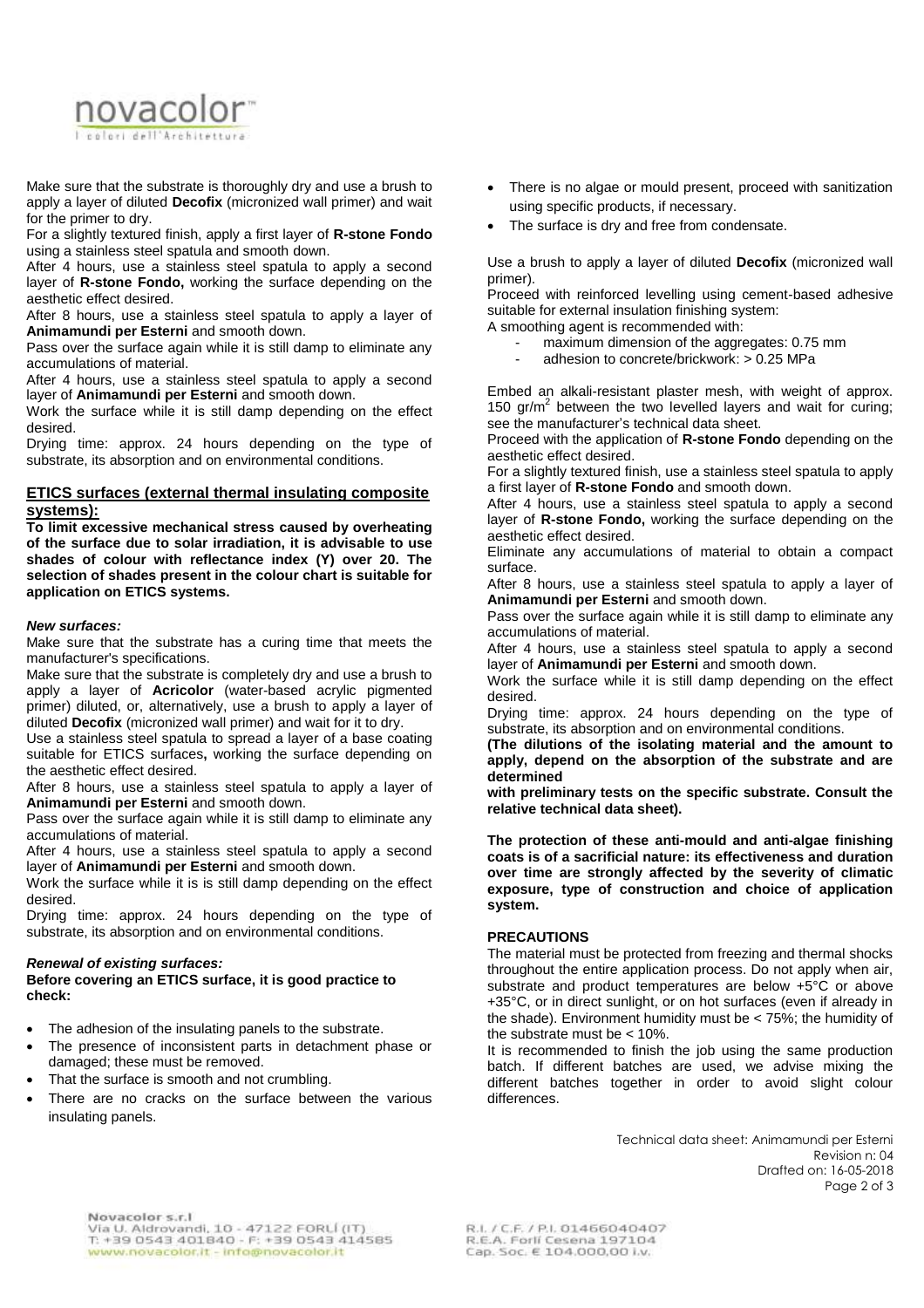Make sure that the substrate is thoroughly dry and use a brush to apply a layer of diluted **Decofix** (micronized wall primer) and wait for the primer to dry.

For a slightly textured finish, apply a first layer of **R-stone Fondo** using a stainless steel spatula and smooth down.

After 4 hours, use a stainless steel spatula to apply a second layer of **R-stone Fondo,** working the surface depending on the aesthetic effect desired.

After 8 hours, use a stainless steel spatula to apply a layer of **Animamundi per Esterni** and smooth down.

Pass over the surface again while it is still damp to eliminate any accumulations of material.

After 4 hours, use a stainless steel spatula to apply a second layer of **Animamundi per Esterni** and smooth down.

Work the surface while it is still damp depending on the effect desired.

Drying time: approx. 24 hours depending on the type of substrate, its absorption and on environmental conditions.

## ETICS surfaces (external thermal insulating composite systems):

**To limit excessive mechanical stress caused by overheating of the surface due to solar irradiation, it is advisable to use shades of colour with reflectance index (Y) over 20. The selection of shades present in the colour chart is suitable for application on ETICS systems.**

### *New surfaces:*

Make sure that the substrate has a curing time that meets the manufacturer's specifications.

Make sure that the substrate is completely dry and use a brush to apply a layer of **Acricolor** (water-based acrylic pigmented primer) diluted, or, alternatively, use a brush to apply a layer of diluted **Decofix** (micronized wall primer) and wait for it to dry.

Use a stainless steel spatula to spread a layer of a base coating suitable for ETICS surfaces**,** working the surface depending on the aesthetic effect desired.

After 8 hours, use a stainless steel spatula to apply a layer of **Animamundi per Esterni** and smooth down.

Pass over the surface again while it is still damp to eliminate any accumulations of material.

After 4 hours, use a stainless steel spatula to apply a second layer of **Animamundi per Esterni** and smooth down.

Work the surface while it is is still damp depending on the effect desired.

Drying time: approx. 24 hours depending on the type of substrate, its absorption and on environmental conditions.

### *Renewal of existing surfaces:*

**Before covering an ETICS surface, it is good practice to check:**

- The adhesion of the insulating panels to the substrate.
- The presence of inconsistent parts in detachment phase or damaged; these must be removed.
- That the surface is smooth and not crumbling.
- There are no cracks on the surface between the various insulating panels.
- There is no algae or mould present, proceed with sanitization using specific products, if necessary.
- The surface is dry and free from condensate.

Use a brush to apply a layer of diluted **Decofix** (micronized wall primer).

Proceed with reinforced levelling using cement-based adhesive suitable for external insulation finishing system:

A smoothing agent is recommended with:

- maximum dimension of the aggregates: 0.75 mm
- adhesion to concrete/brickwork: > 0.25 MPa

Embed an alkali-resistant plaster mesh, with weight of approx. 150 gr/m$^2$ between the two levelled layers and wait for curing; see the manufacturer's technical data sheet.

Proceed with the application of **R-stone Fondo** depending on the aesthetic effect desired.

For a slightly textured finish, use a stainless steel spatula to apply a first layer of **R-stone Fondo** and smooth down.

After 4 hours, use a stainless steel spatula to apply a second layer of **R-stone Fondo,** working the surface depending on the aesthetic effect desired.

Eliminate any accumulations of material to obtain a compact surface.

After 8 hours, use a stainless steel spatula to apply a layer of **Animamundi per Esterni** and smooth down.

Pass over the surface again while it is still damp to eliminate any accumulations of material.

After 4 hours, use a stainless steel spatula to apply a second layer of **Animamundi per Esterni** and smooth down.

Work the surface while it is still damp depending on the effect desired.

Drying time: approx. 24 hours depending on the type of substrate, its absorption and on environmental conditions.

**(The dilutions of the isolating material and the amount to apply, depend on the absorption of the substrate and are determined with preliminary tests on the specific substrate. Consult the relative technical data sheet).**

**The protection of these anti-mould and anti-algae finishing coats is of a sacrificial nature: its effectiveness and duration over time are strongly affected by the severity of climatic exposure, type of construction and choice of application system.**

### PRECAUTIONS

The material must be protected from freezing and thermal shocks throughout the entire application process. Do not apply when air, substrate and product temperatures are below +5°C or above +35°C, or in direct sunlight, or on hot surfaces (even if already in the shade). Environment humidity must be < 75%; the humidity of the substrate must be < 10%.

It is recommended to finish the job using the same production batch. If different batches are used, we advise mixing the different batches together in order to avoid slight colour differences.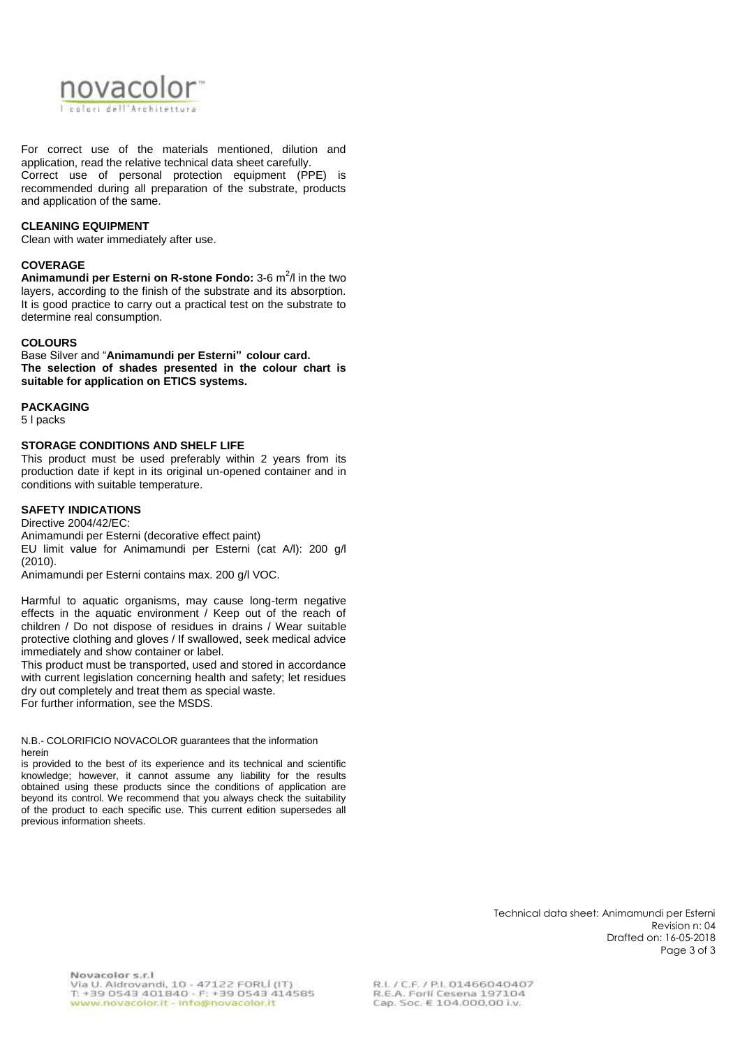For correct use of the materials mentioned, dilution and application, read the relative technical data sheet carefully.
Correct use of personal protection equipment (PPE) is recommended during all preparation of the substrate, products and application of the same.

**CLEANING EQUIPMENT**

Clean with water immediately after use.

**COVERAGE**

**Animamundi per Esterni on R-stone Fondo:** 3-6 $m^2$/l in the two layers, according to the finish of the substrate and its absorption. It is good practice to carry out a practical test on the substrate to determine real consumption.

**COLOURS**

Base Silver and "**Animamundi per Esterni" colour card.**
**The selection of shades presented in the colour chart is suitable for application on ETICS systems.**

**PACKAGING**

5 l packs

**STORAGE CONDITIONS AND SHELF LIFE**

This product must be used preferably within 2 years from its production date if kept in its original un-opened container and in conditions with suitable temperature.

**SAFETY INDICATIONS**

Directive 2004/42/EC:
Animamundi per Esterni (decorative effect paint)
EU limit value for Animamundi per Esterni (cat A/l): 200 g/l (2010).
Animamundi per Esterni contains max. 200 g/l VOC.

Harmful to aquatic organisms, may cause long-term negative effects in the aquatic environment / Keep out of the reach of children / Do not dispose of residues in drains / Wear suitable protective clothing and gloves / If swallowed, seek medical advice immediately and show container or label.
This product must be transported, used and stored in accordance with current legislation concerning health and safety; let residues dry out completely and treat them as special waste.
For further information, see the MSDS.

N.B.- COLORIFICIO NOVACOLOR guarantees that the information herein is provided to the best of its experience and its technical and scientific knowledge; however, it cannot assume any liability for the results obtained using these products since the conditions of application are beyond its control. We recommend that you always check the suitability of the product to each specific use. This current edition supersedes all previous information sheets.

Technical data sheet: Animamundi per Esterni
Revision n: 04
Drafted on: 16-05-2018

Novacolor s.r.l
Via U. Aldrovandi, 10 - 47122 FORLÌ (IT)
T: +39 0543 401840 - F: +39 0543 414585
www.novacolor.it - info@novacolor.it

R.I. / C.F. / P.I. 01466040407
R.E.A. Forlì Cesena 197104
Cap. Soc. € 104.000,00 i.v.